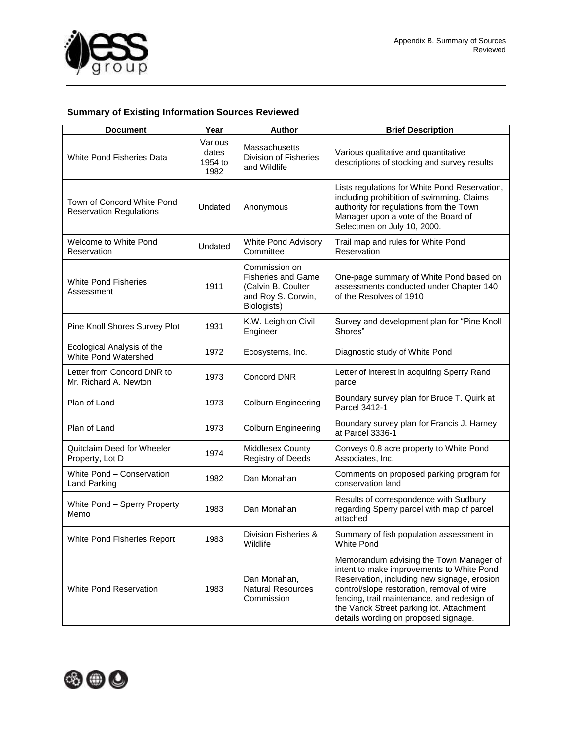## Summary of Existing Information Sources Reviewed

| Document | Year | Author | Brief Description |
|---|---|---|---|
| White Pond Fisheries Data | Various dates 1954 to 1982 | Massachusetts Division of Fisheries and Wildlife | Various qualitative and quantitative descriptions of stocking and survey results |
| Town of Concord White Pond Reservation Regulations | Undated | Anonymous | Lists regulations for White Pond Reservation, including prohibition of swimming. Claims authority for regulations from the Town Manager upon a vote of the Board of Selectmen on July 10, 2000. |
| Welcome to White Pond Reservation | Undated | White Pond Advisory Committee | Trail map and rules for White Pond Reservation |
| White Pond Fisheries Assessment | 1911 | Commission on Fisheries and Game (Calvin B. Coulter and Roy S. Corwin, Biologists) | One-page summary of White Pond based on assessments conducted under Chapter 140 of the Resolves of 1910 |
| Pine Knoll Shores Survey Plot | 1931 | K.W. Leighton Civil Engineer | Survey and development plan for "Pine Knoll Shores" |
| Ecological Analysis of the White Pond Watershed | 1972 | Ecosystems, Inc. | Diagnostic study of White Pond |
| Letter from Concord DNR to Mr. Richard A. Newton | 1973 | Concord DNR | Letter of interest in acquiring Sperry Rand parcel |
| Plan of Land | 1973 | Colburn Engineering | Boundary survey plan for Bruce T. Quirk at Parcel 3412-1 |
| Plan of Land | 1973 | Colburn Engineering | Boundary survey plan for Francis J. Harney at Parcel 3336-1 |
| Quitclaim Deed for Wheeler Property, Lot D | 1974 | Middlesex County Registry of Deeds | Conveys 0.8 acre property to White Pond Associates, Inc. |
| White Pond – Conservation Land Parking | 1982 | Dan Monahan | Comments on proposed parking program for conservation land |
| White Pond – Sperry Property Memo | 1983 | Dan Monahan | Results of correspondence with Sudbury regarding Sperry parcel with map of parcel attached |
| White Pond Fisheries Report | 1983 | Division Fisheries & Wildlife | Summary of fish population assessment in White Pond |
| White Pond Reservation | 1983 | Dan Monahan, Natural Resources Commission | Memorandum advising the Town Manager of intent to make improvements to White Pond Reservation, including new signage, erosion control/slope restoration, removal of wire fencing, trail maintenance, and redesign of the Varick Street parking lot. Attachment details wording on proposed signage. |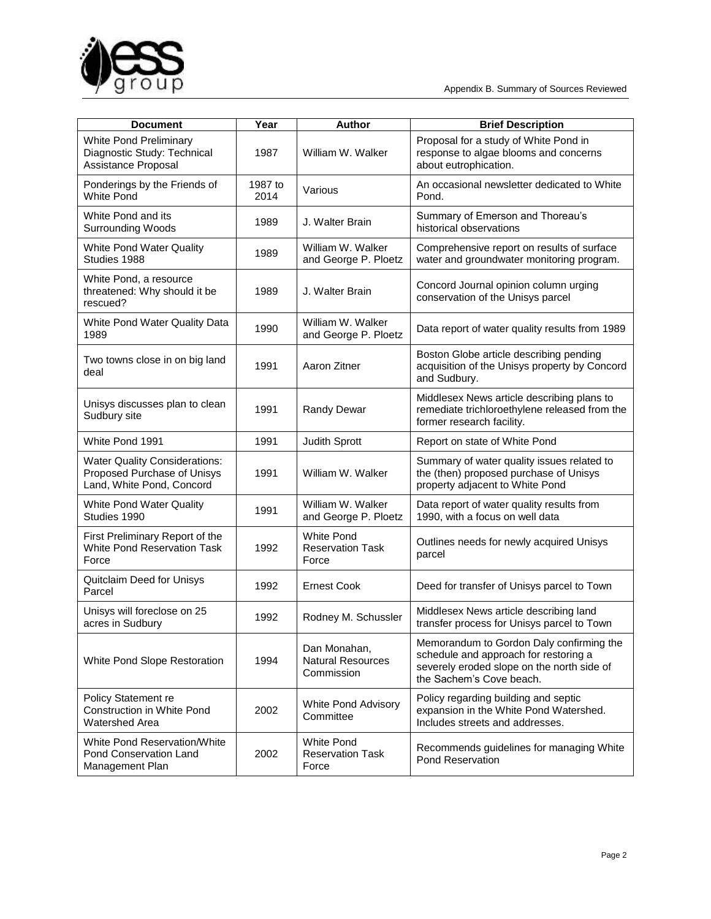| Document | Year | Author | Brief Description |
|---|---|---|---|
| White Pond Preliminary Diagnostic Study: Technical Assistance Proposal | 1987 | William W. Walker | Proposal for a study of White Pond in response to algae blooms and concerns about eutrophication. |
| Ponderings by the Friends of White Pond | 1987 to 2014 | Various | An occasional newsletter dedicated to White Pond. |
| White Pond and its Surrounding Woods | 1989 | J. Walter Brain | Summary of Emerson and Thoreau's historical observations |
| White Pond Water Quality Studies 1988 | 1989 | William W. Walker and George P. Ploetz | Comprehensive report on results of surface water and groundwater monitoring program. |
| White Pond, a resource threatened: Why should it be rescued? | 1989 | J. Walter Brain | Concord Journal opinion column urging conservation of the Unisys parcel |
| White Pond Water Quality Data 1989 | 1990 | William W. Walker and George P. Ploetz | Data report of water quality results from 1989 |
| Two towns close in on big land deal | 1991 | Aaron Zitner | Boston Globe article describing pending acquisition of the Unisys property by Concord and Sudbury. |
| Unisys discusses plan to clean Sudbury site | 1991 | Randy Dewar | Middlesex News article describing plans to remediate trichloroethylene released from the former research facility. |
| White Pond 1991 | 1991 | Judith Sprott | Report on state of White Pond |
| Water Quality Considerations: Proposed Purchase of Unisys Land, White Pond, Concord | 1991 | William W. Walker | Summary of water quality issues related to the (then) proposed purchase of Unisys property adjacent to White Pond |
| White Pond Water Quality Studies 1990 | 1991 | William W. Walker and George P. Ploetz | Data report of water quality results from 1990, with a focus on well data |
| First Preliminary Report of the White Pond Reservation Task Force | 1992 | White Pond Reservation Task Force | Outlines needs for newly acquired Unisys parcel |
| Quitclaim Deed for Unisys Parcel | 1992 | Ernest Cook | Deed for transfer of Unisys parcel to Town |
| Unisys will foreclose on 25 acres in Sudbury | 1992 | Rodney M. Schussler | Middlesex News article describing land transfer process for Unisys parcel to Town |
| White Pond Slope Restoration | 1994 | Dan Monahan, Natural Resources Commission | Memorandum to Gordon Daly confirming the schedule and approach for restoring a severely eroded slope on the north side of the Sachem's Cove beach. |
| Policy Statement re Construction in White Pond Watershed Area | 2002 | White Pond Advisory Committee | Policy regarding building and septic expansion in the White Pond Watershed. Includes streets and addresses. |
| White Pond Reservation/White Pond Conservation Land Management Plan | 2002 | White Pond Reservation Task Force | Recommends guidelines for managing White Pond Reservation |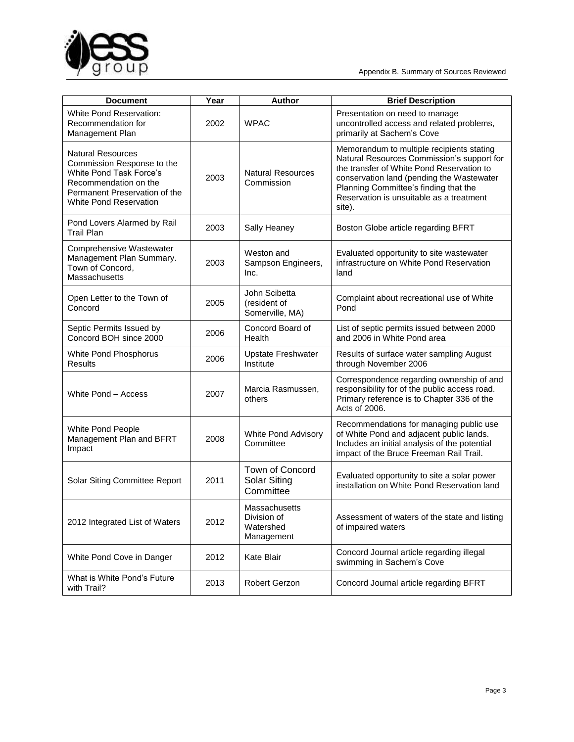| Document | Year | Author | Brief Description |
|---|---|---|---|
| White Pond Reservation: Recommendation for Management Plan | 2002 | WPAC | Presentation on need to manage uncontrolled access and related problems, primarily at Sachem's Cove |
| Natural Resources Commission Response to the White Pond Task Force's Recommendation on the Permanent Preservation of the White Pond Reservation | 2003 | Natural Resources Commission | Memorandum to multiple recipients stating Natural Resources Commission's support for the transfer of White Pond Reservation to conservation land (pending the Wastewater Planning Committee's finding that the Reservation is unsuitable as a treatment site). |
| Pond Lovers Alarmed by Rail Trail Plan | 2003 | Sally Heaney | Boston Globe article regarding BFRT |
| Comprehensive Wastewater Management Plan Summary. Town of Concord, Massachusetts | 2003 | Weston and Sampson Engineers, Inc. | Evaluated opportunity to site wastewater infrastructure on White Pond Reservation land |
| Open Letter to the Town of Concord | 2005 | John Scibetta (resident of Somerville, MA) | Complaint about recreational use of White Pond |
| Septic Permits Issued by Concord BOH since 2000 | 2006 | Concord Board of Health | List of septic permits issued between 2000 and 2006 in White Pond area |
| White Pond Phosphorus Results | 2006 | Upstate Freshwater Institute | Results of surface water sampling August through November 2006 |
| White Pond – Access | 2007 | Marcia Rasmussen, others | Correspondence regarding ownership of and responsibility for of the public access road. Primary reference is to Chapter 336 of the Acts of 2006. |
| White Pond People Management Plan and BFRT Impact | 2008 | White Pond Advisory Committee | Recommendations for managing public use of White Pond and adjacent public lands. Includes an initial analysis of the potential impact of the Bruce Freeman Rail Trail. |
| Solar Siting Committee Report | 2011 | Town of Concord Solar Siting Committee | Evaluated opportunity to site a solar power installation on White Pond Reservation land |
| 2012 Integrated List of Waters | 2012 | Massachusetts Division of Watershed Management | Assessment of waters of the state and listing of impaired waters |
| White Pond Cove in Danger | 2012 | Kate Blair | Concord Journal article regarding illegal swimming in Sachem's Cove |
| What is White Pond's Future with Trail? | 2013 | Robert Gerzon | Concord Journal article regarding BFRT |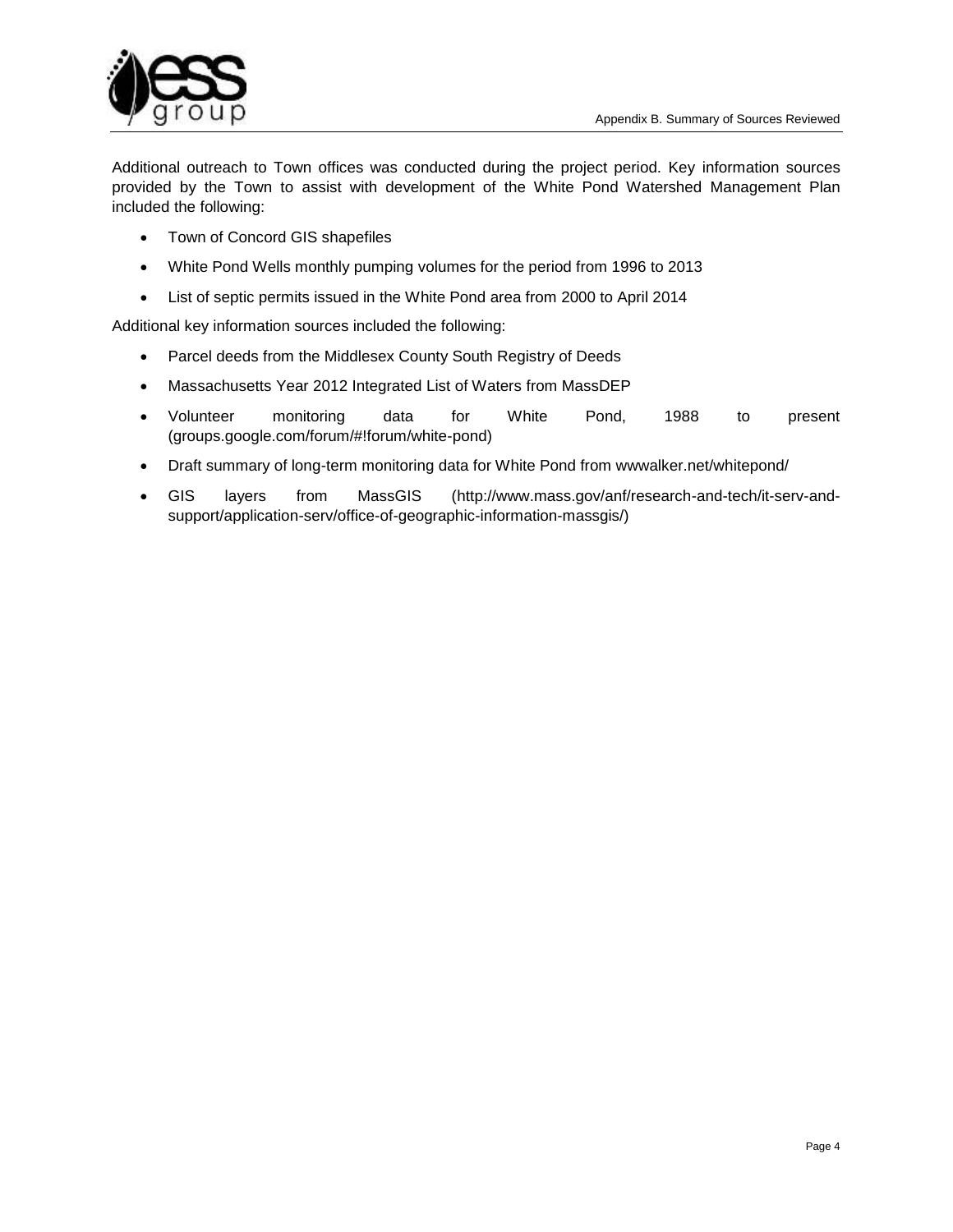Additional outreach to Town offices was conducted during the project period. Key information sources provided by the Town to assist with development of the White Pond Watershed Management Plan included the following:

- Town of Concord GIS shapefiles
- White Pond Wells monthly pumping volumes for the period from 1996 to 2013
- List of septic permits issued in the White Pond area from 2000 to April 2014

Additional key information sources included the following:

- Parcel deeds from the Middlesex County South Registry of Deeds
- Massachusetts Year 2012 Integrated List of Waters from MassDEP
- Volunteer monitoring data for White Pond, 1988 to present (groups.google.com/forum/#!forum/white-pond)
- Draft summary of long-term monitoring data for White Pond from wwwalker.net/whitepond/
- GIS layers from MassGIS (http://www.mass.gov/anf/research-and-tech/it-serv-and-support/application-serv/office-of-geographic-information-massgis/)